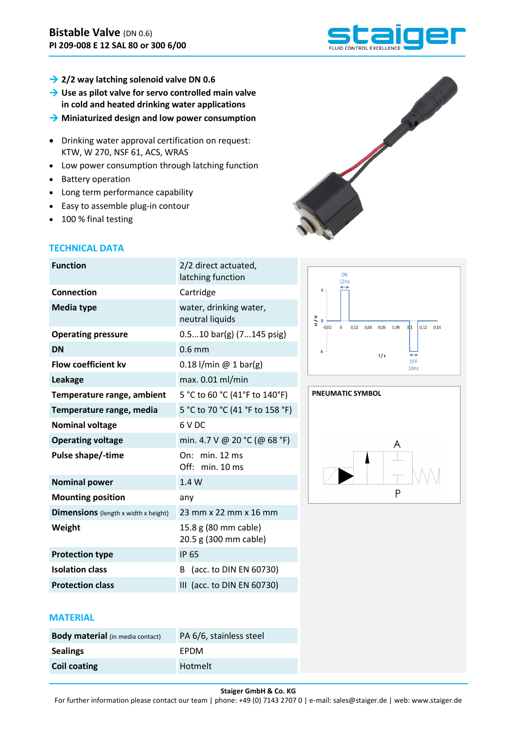# Bistable Valve (DN 0.6)

**PI 209-008 E 12 SAL 80 or 300 6/00**

- → **2/2 way latching solenoid valve DN 0.6**
- → **Use as pilot valve for servo controlled main valve in cold and heated drinking water applications**
- → **Miniaturized design and low power consumption**

- Drinking water approval certification on request: KTW, W 270, NSF 61, ACS, WRAS
- Low power consumption through latching function
- Battery operation
- Long term performance capability
- Easy to assemble plug-in contour
- 100 % final testing

## TECHNICAL DATA

| | |
|---|---|
| **Function** | 2/2 direct actuated, latching function |
| **Connection** | Cartridge |
| **Media type** | water, drinking water, neutral liquids |
| **Operating pressure** | 0.5...10 bar(g) (7...145 psig) |
| **DN** | 0.6 mm |
| **Flow coefficient kv** | 0.18 l/min @ 1 bar(g) |
| **Leakage** | max. 0.01 ml/min |
| **Temperature range, ambient** | 5 °C to 60 °C (41°F to 140°F) |
| **Temperature range, media** | 5 °C to 70 °C (41 °F to 158 °F) |
| **Nominal voltage** | 6 V DC |
| **Operating voltage** | min. 4.7 V @ 20 °C (@ 68 °F) |
| **Pulse shape/-time** | On: min. 12 ms<br>Off: min. 10 ms |
| **Nominal power** | 1.4 W |
| **Mounting position** | any |
| **Dimensions** (length x width x height) | 23 mm x 22 mm x 16 mm |
| **Weight** | 15.8 g (80 mm cable)<br>20.5 g (300 mm cable) |
| **Protection type** | IP 65 |
| **Isolation class** | B (acc. to DIN EN 60730) |
| **Protection class** | III (acc. to DIN EN 60730) |

**PNEUMATIC SYMBOL**

## MATERIAL

| | |
|---|---|
| **Body material** (in media contact) | PA 6/6, stainless steel |
| **Sealings** | EPDM |
| **Coil coating** | Hotmelt |

**Staiger GmbH & Co. KG**

For further information please contact our team | phone: +49 (0) 7143 2707 0 | e-mail: sales@staiger.de | web: www.staiger.de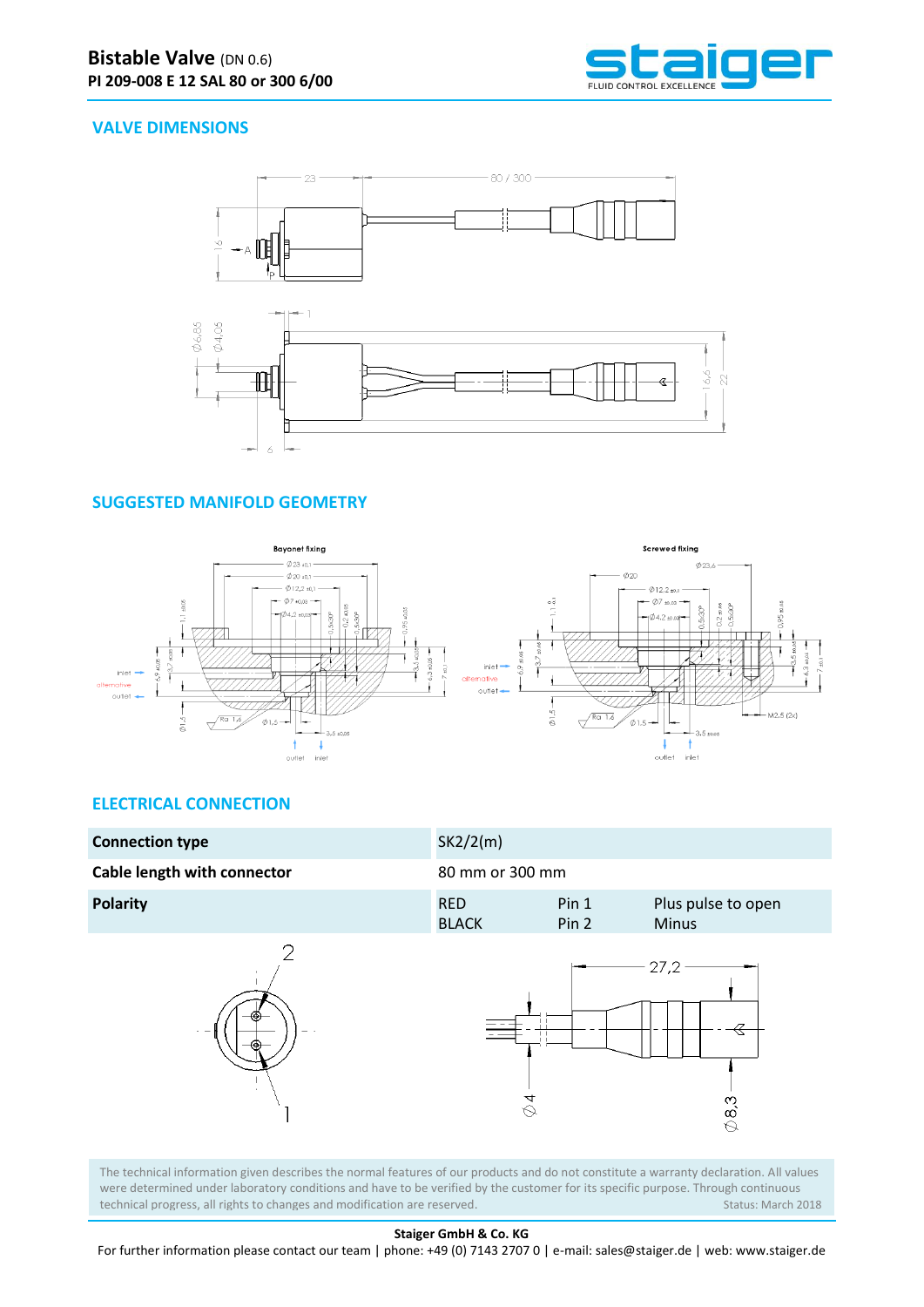# Bistable Valve (DN 0.6)

**PI 209-008 E 12 SAL 80 or 300 6/00**

## VALVE DIMENSIONS

23
80 / 300
16
A
P
1
Ø6,85
Ø4,05
16,6
22
6

## SUGGESTED MANIFOLD GEOMETRY

Bayonet fixing

Screwed fixing

## ELECTRICAL CONNECTION

| | | | |
|---|---|---|---|
| **Connection type** | SK2/2(m) | | |
| **Cable length with connector** | 80 mm or 300 mm | | |
| **Polarity** | RED<br>BLACK | Pin 1<br>Pin 2 | Plus pulse to open<br>Minus |

2
1
27,2
Ø4
Ø8,3

The technical information given describes the normal features of our products and do not constitute a warranty declaration. All values were determined under laboratory conditions and have to be verified by the customer for its specific purpose. Through continuous technical progress, all rights to changes and modification are reserved. Status: March 2018

**Staiger GmbH & Co. KG**

For further information please contact our team | phone: +49 (0) 7143 2707 0 | e-mail: sales@staiger.de | web: www.staiger.de